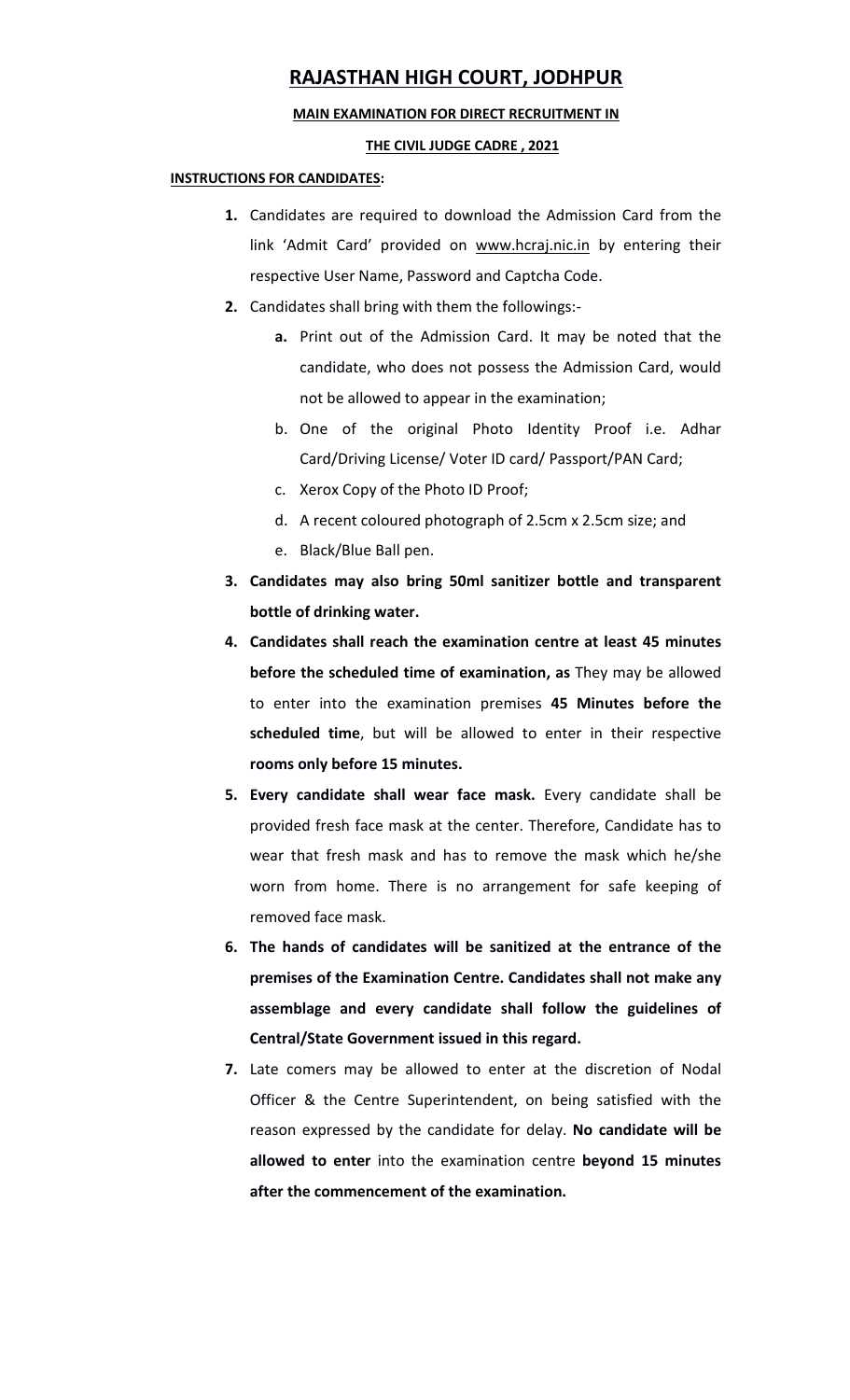# RAJASTHAN HIGH COURT, JODHPUR

**MAIN EXAMINATION FOR DIRECT RECRUITMENT IN**

**THE CIVIL JUDGE CADRE , 2021**

**INSTRUCTIONS FOR CANDIDATES:**

1. Candidates are required to download the Admission Card from the link 'Admit Card' provided on www.hcraj.nic.in by entering their respective User Name, Password and Captcha Code.
2. Candidates shall bring with them the followings:-
   - **a.** Print out of the Admission Card. It may be noted that the candidate, who does not possess the Admission Card, would not be allowed to appear in the examination;
   - b. One of the original Photo Identity Proof i.e. Adhar Card/Driving License/ Voter ID card/ Passport/PAN Card;
   - c. Xerox Copy of the Photo ID Proof;
   - d. A recent coloured photograph of 2.5cm x 2.5cm size; and
   - e. Black/Blue Ball pen.
3. **Candidates may also bring 50ml sanitizer bottle and transparent bottle of drinking water.**
4. **Candidates shall reach the examination centre at least 45 minutes before the scheduled time of examination, as** They may be allowed to enter into the examination premises **45 Minutes before the scheduled time**, but will be allowed to enter in their respective **rooms only before 15 minutes.**
5. **Every candidate shall wear face mask.** Every candidate shall be provided fresh face mask at the center. Therefore, Candidate has to wear that fresh mask and has to remove the mask which he/she worn from home. There is no arrangement for safe keeping of removed face mask.
6. **The hands of candidates will be sanitized at the entrance of the premises of the Examination Centre. Candidates shall not make any assemblage and every candidate shall follow the guidelines of Central/State Government issued in this regard.**
7. Late comers may be allowed to enter at the discretion of Nodal Officer & the Centre Superintendent, on being satisfied with the reason expressed by the candidate for delay. **No candidate will be allowed to enter** into the examination centre **beyond 15 minutes after the commencement of the examination.**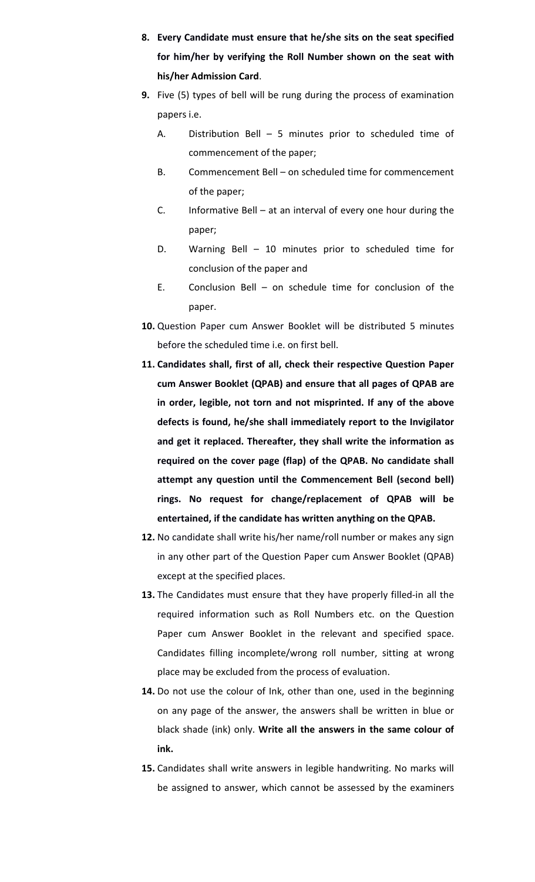8. **Every Candidate must ensure that he/she sits on the seat specified for him/her by verifying the Roll Number shown on the seat with his/her Admission Card**.

9. Five (5) types of bell will be rung during the process of examination papers i.e.

    A. Distribution Bell – 5 minutes prior to scheduled time of commencement of the paper;

    B. Commencement Bell – on scheduled time for commencement of the paper;

    C. Informative Bell – at an interval of every one hour during the paper;

    D. Warning Bell – 10 minutes prior to scheduled time for conclusion of the paper and

    E. Conclusion Bell – on schedule time for conclusion of the paper.

10. Question Paper cum Answer Booklet will be distributed 5 minutes before the scheduled time i.e. on first bell.

11. **Candidates shall, first of all, check their respective Question Paper cum Answer Booklet (QPAB) and ensure that all pages of QPAB are in order, legible, not torn and not misprinted. If any of the above defects is found, he/she shall immediately report to the Invigilator and get it replaced. Thereafter, they shall write the information as required on the cover page (flap) of the QPAB. No candidate shall attempt any question until the Commencement Bell (second bell) rings. No request for change/replacement of QPAB will be entertained, if the candidate has written anything on the QPAB.**

12. No candidate shall write his/her name/roll number or makes any sign in any other part of the Question Paper cum Answer Booklet (QPAB) except at the specified places.

13. The Candidates must ensure that they have properly filled-in all the required information such as Roll Numbers etc. on the Question Paper cum Answer Booklet in the relevant and specified space. Candidates filling incomplete/wrong roll number, sitting at wrong place may be excluded from the process of evaluation.

14. Do not use the colour of Ink, other than one, used in the beginning on any page of the answer, the answers shall be written in blue or black shade (ink) only. **Write all the answers in the same colour of ink.**

15. Candidates shall write answers in legible handwriting. No marks will be assigned to answer, which cannot be assessed by the examiners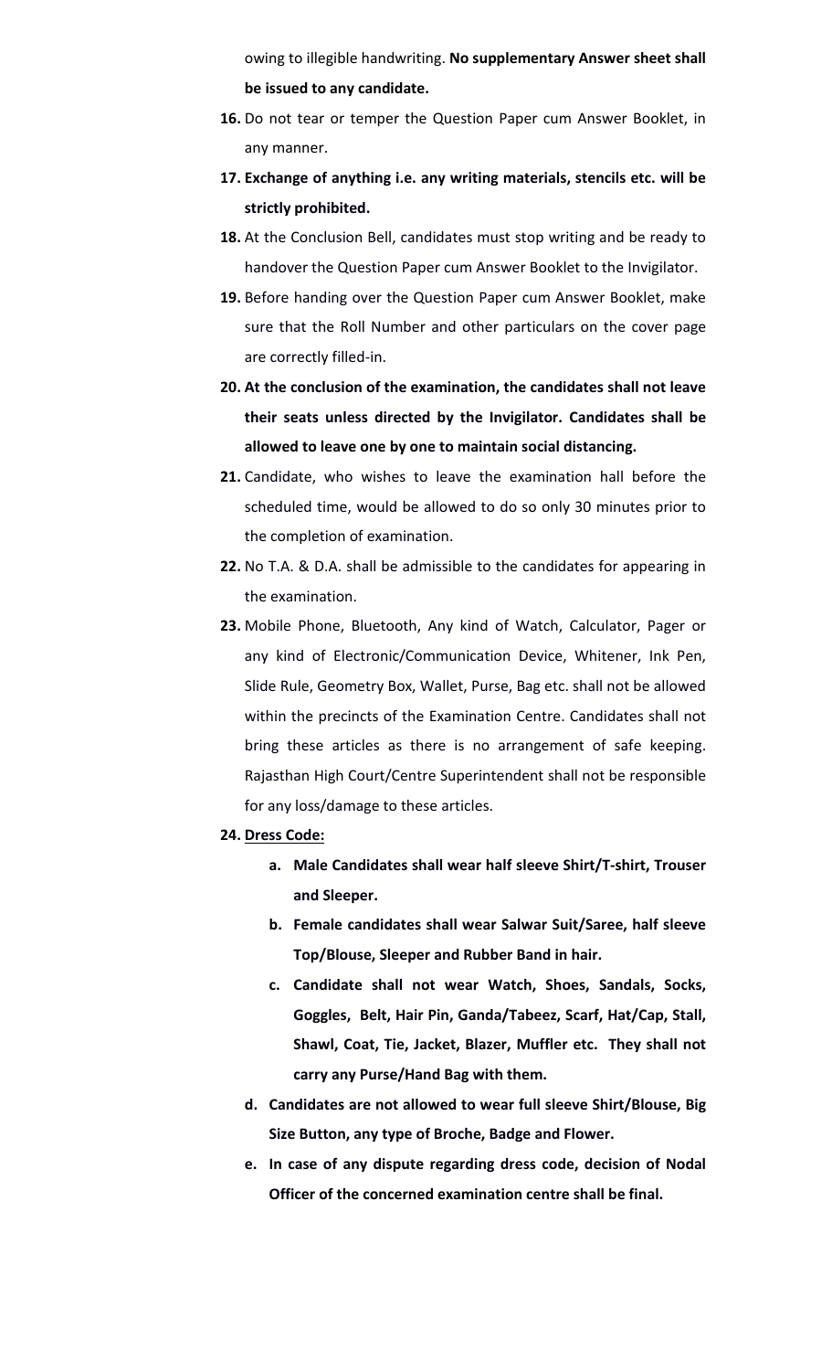owing to illegible handwriting. **No supplementary Answer sheet shall be issued to any candidate.**

16. Do not tear or temper the Question Paper cum Answer Booklet, in any manner.
17. **Exchange of anything i.e. any writing materials, stencils etc. will be strictly prohibited.**
18. At the Conclusion Bell, candidates must stop writing and be ready to handover the Question Paper cum Answer Booklet to the Invigilator.
19. Before handing over the Question Paper cum Answer Booklet, make sure that the Roll Number and other particulars on the cover page are correctly filled-in.
20. **At the conclusion of the examination, the candidates shall not leave their seats unless directed by the Invigilator. Candidates shall be allowed to leave one by one to maintain social distancing.**
21. Candidate, who wishes to leave the examination hall before the scheduled time, would be allowed to do so only 30 minutes prior to the completion of examination.
22. No T.A. & D.A. shall be admissible to the candidates for appearing in the examination.
23. Mobile Phone, Bluetooth, Any kind of Watch, Calculator, Pager or any kind of Electronic/Communication Device, Whitener, Ink Pen, Slide Rule, Geometry Box, Wallet, Purse, Bag etc. shall not be allowed within the precincts of the Examination Centre. Candidates shall not bring these articles as there is no arrangement of safe keeping. Rajasthan High Court/Centre Superintendent shall not be responsible for any loss/damage to these articles.
24. **Dress Code:**
    a. **Male Candidates shall wear half sleeve Shirt/T-shirt, Trouser and Sleeper.**
    b. **Female candidates shall wear Salwar Suit/Saree, half sleeve Top/Blouse, Sleeper and Rubber Band in hair.**
    c. **Candidate shall not wear Watch, Shoes, Sandals, Socks, Goggles, Belt, Hair Pin, Ganda/Tabeez, Scarf, Hat/Cap, Stall, Shawl, Coat, Tie, Jacket, Blazer, Muffler etc. They shall not carry any Purse/Hand Bag with them.**
    d. **Candidates are not allowed to wear full sleeve Shirt/Blouse, Big Size Button, any type of Broche, Badge and Flower.**
    e. **In case of any dispute regarding dress code, decision of Nodal Officer of the concerned examination centre shall be final.**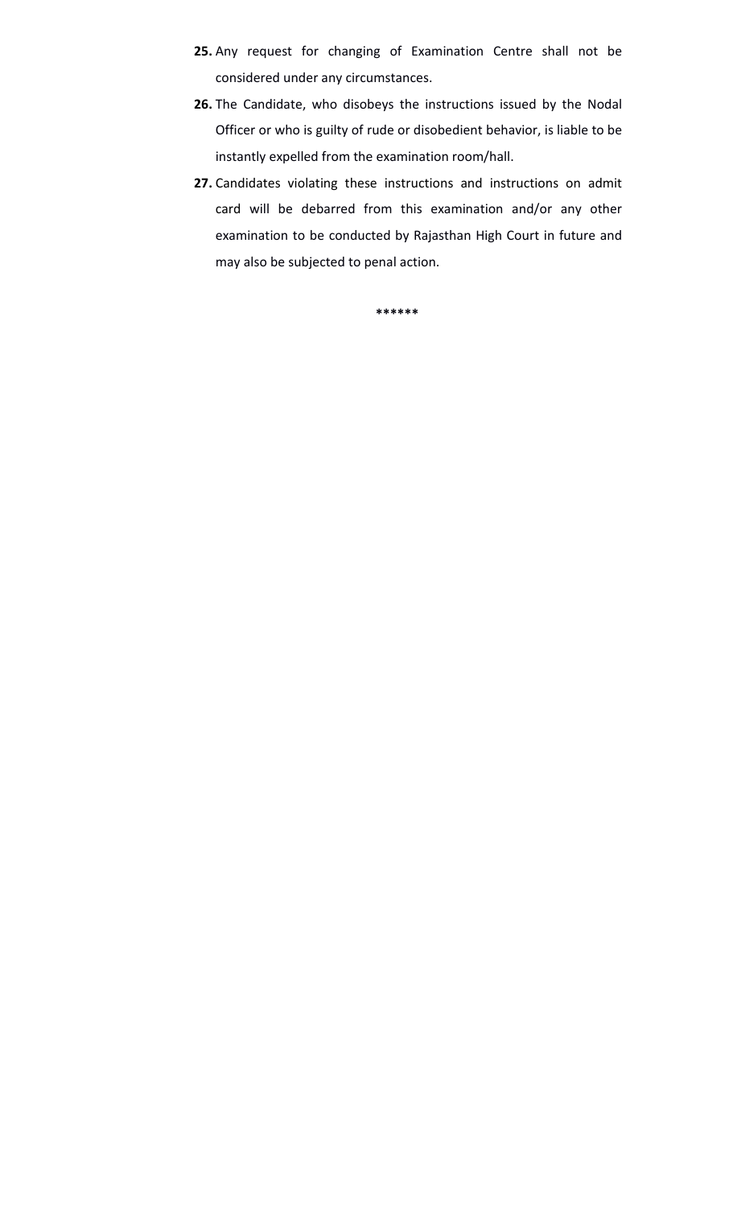**25.** Any request for changing of Examination Centre shall not be considered under any circumstances.

**26.** The Candidate, who disobeys the instructions issued by the Nodal Officer or who is guilty of rude or disobedient behavior, is liable to be instantly expelled from the examination room/hall.

**27.** Candidates violating these instructions and instructions on admit card will be debarred from this examination and/or any other examination to be conducted by Rajasthan High Court in future and may also be subjected to penal action.

**\*\*\*\*\*\***